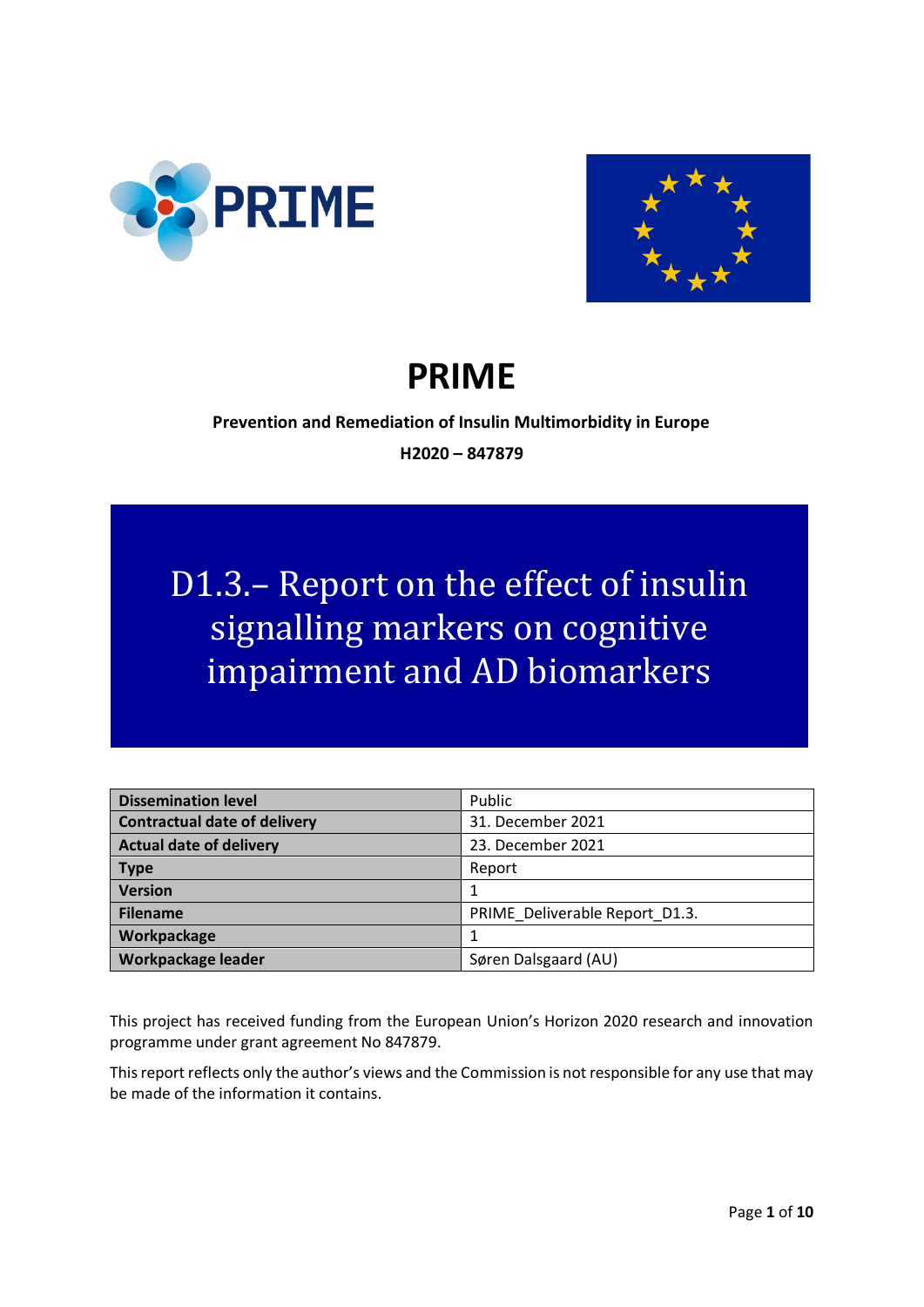# PRIME

**Prevention and Remediation of Insulin Multimorbidity in Europe**

**H2020 – 847879**

## D1.3.– Report on the effect of insulin signalling markers on cognitive impairment and AD biomarkers

| **Dissemination level** | Public |
|---|---|
| **Contractual date of delivery** | 31. December 2021 |
| **Actual date of delivery** | 23. December 2021 |
| **Type** | Report |
| **Version** | 1 |
| **Filename** | PRIME_Deliverable Report_D1.3. |
| **Workpackage** | 1 |
| **Workpackage leader** | Søren Dalsgaard (AU) |

This project has received funding from the European Union's Horizon 2020 research and innovation programme under grant agreement No 847879.

This report reflects only the author's views and the Commission is not responsible for any use that may be made of the information it contains.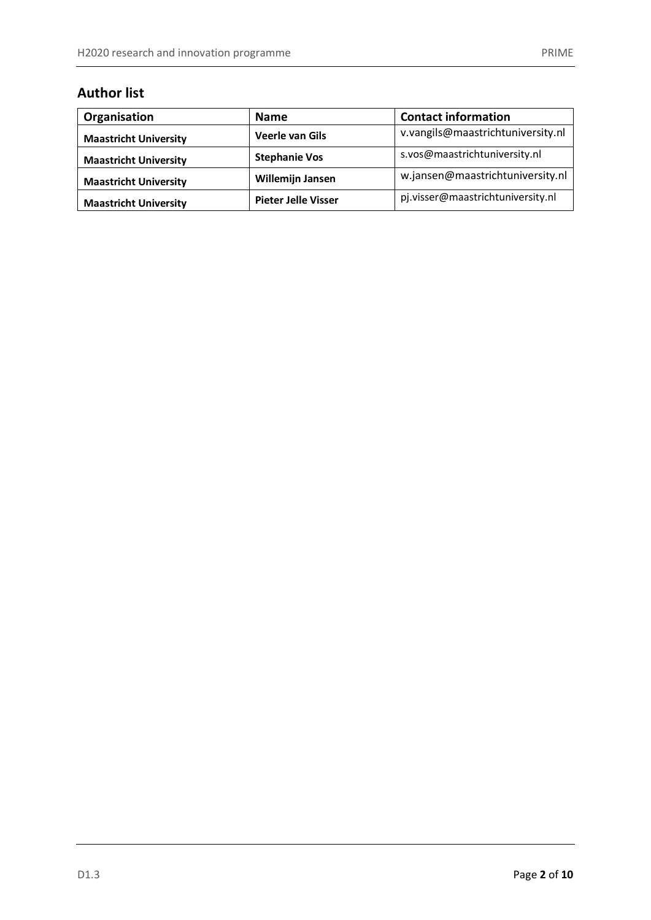## Author list

| Organisation | Name | Contact information |
|---|---|---|
| **Maastricht University** | **Veerle van Gils** | v.vangils@maastrichtuniversity.nl |
| **Maastricht University** | **Stephanie Vos** | s.vos@maastrichtuniversity.nl |
| **Maastricht University** | **Willemijn Jansen** | w.jansen@maastrichtuniversity.nl |
| **Maastricht University** | **Pieter Jelle Visser** | pj.visser@maastrichtuniversity.nl |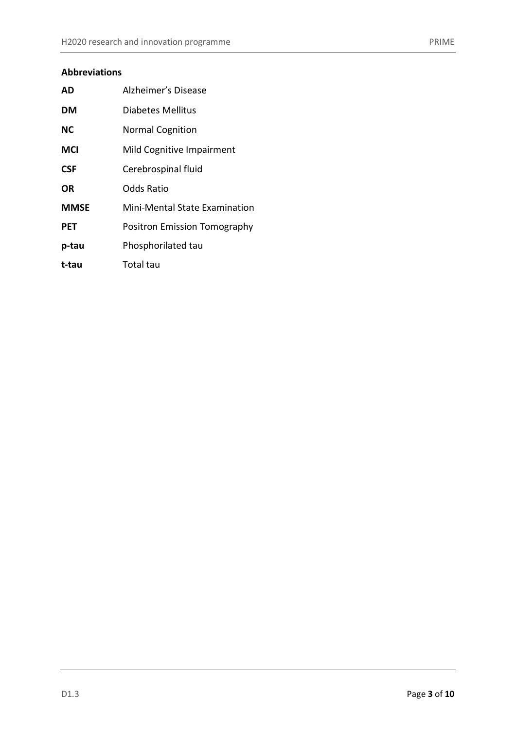**Abbreviations**

| | |
|---|---|
| **AD** | Alzheimer's Disease |
| **DM** | Diabetes Mellitus |
| **NC** | Normal Cognition |
| **MCI** | Mild Cognitive Impairment |
| **CSF** | Cerebrospinal fluid |
| **OR** | Odds Ratio |
| **MMSE** | Mini-Mental State Examination |
| **PET** | Positron Emission Tomography |
| **p-tau** | Phosphorilated tau |
| **t-tau** | Total tau |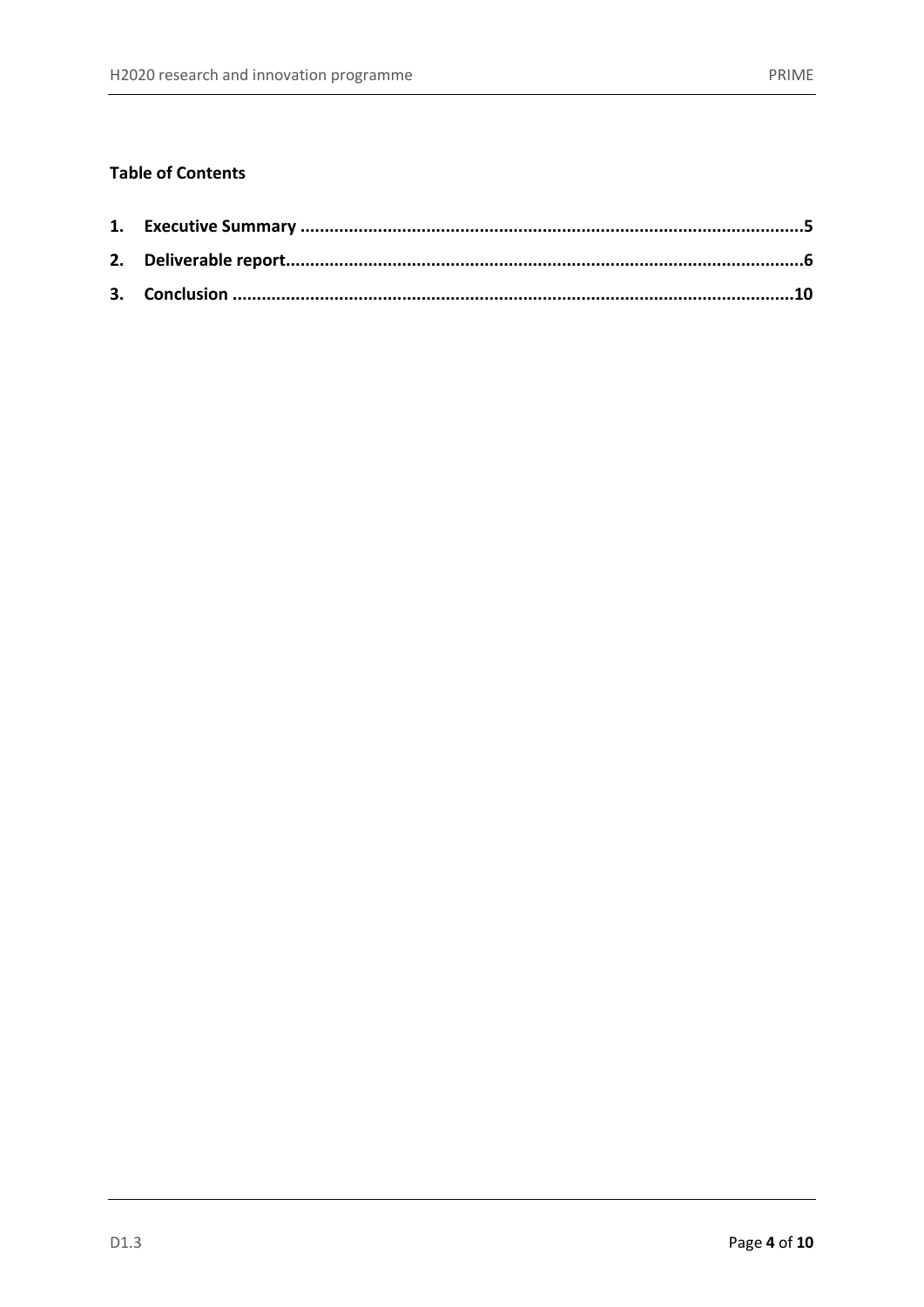**Table of Contents**

1. **Executive Summary** ........................................................................................................5
2. **Deliverable report**...........................................................................................................6
3. **Conclusion** ..................................................................................................................10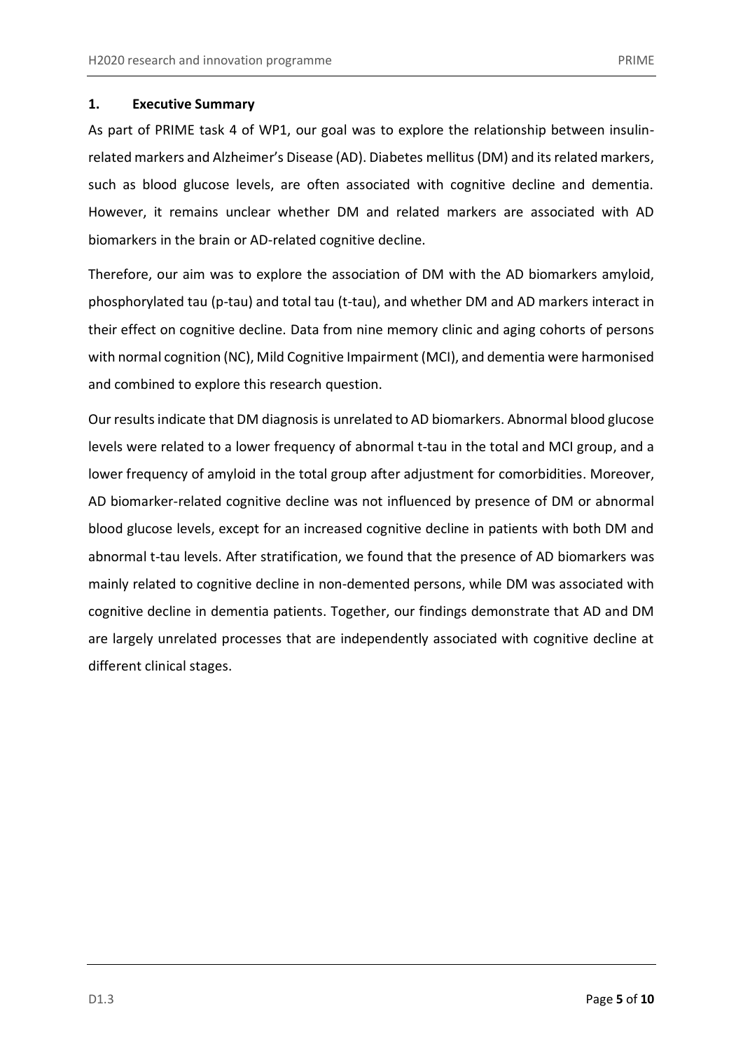## 1. Executive Summary

As part of PRIME task 4 of WP1, our goal was to explore the relationship between insulin-related markers and Alzheimer's Disease (AD). Diabetes mellitus (DM) and its related markers, such as blood glucose levels, are often associated with cognitive decline and dementia. However, it remains unclear whether DM and related markers are associated with AD biomarkers in the brain or AD-related cognitive decline.

Therefore, our aim was to explore the association of DM with the AD biomarkers amyloid, phosphorylated tau (p-tau) and total tau (t-tau), and whether DM and AD markers interact in their effect on cognitive decline. Data from nine memory clinic and aging cohorts of persons with normal cognition (NC), Mild Cognitive Impairment (MCI), and dementia were harmonised and combined to explore this research question.

Our results indicate that DM diagnosis is unrelated to AD biomarkers. Abnormal blood glucose levels were related to a lower frequency of abnormal t-tau in the total and MCI group, and a lower frequency of amyloid in the total group after adjustment for comorbidities. Moreover, AD biomarker-related cognitive decline was not influenced by presence of DM or abnormal blood glucose levels, except for an increased cognitive decline in patients with both DM and abnormal t-tau levels. After stratification, we found that the presence of AD biomarkers was mainly related to cognitive decline in non-demented persons, while DM was associated with cognitive decline in dementia patients. Together, our findings demonstrate that AD and DM are largely unrelated processes that are independently associated with cognitive decline at different clinical stages.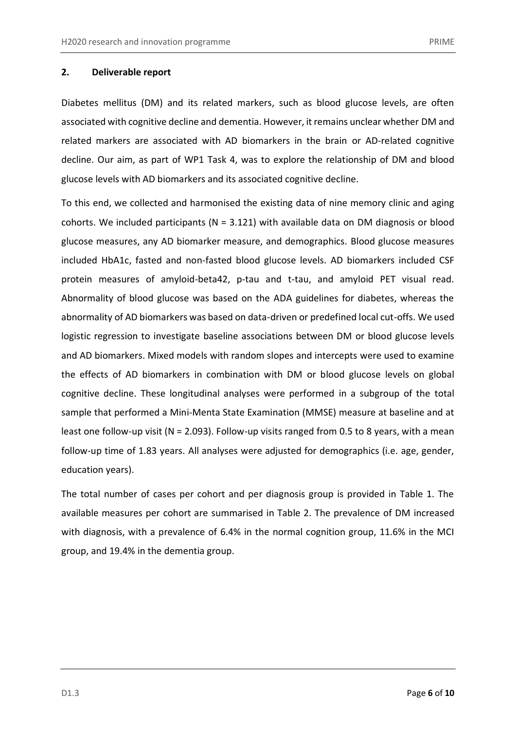## 2. Deliverable report

Diabetes mellitus (DM) and its related markers, such as blood glucose levels, are often associated with cognitive decline and dementia. However, it remains unclear whether DM and related markers are associated with AD biomarkers in the brain or AD-related cognitive decline. Our aim, as part of WP1 Task 4, was to explore the relationship of DM and blood glucose levels with AD biomarkers and its associated cognitive decline.

To this end, we collected and harmonised the existing data of nine memory clinic and aging cohorts. We included participants (N = 3.121) with available data on DM diagnosis or blood glucose measures, any AD biomarker measure, and demographics. Blood glucose measures included HbA1c, fasted and non-fasted blood glucose levels. AD biomarkers included CSF protein measures of amyloid-beta42, p-tau and t-tau, and amyloid PET visual read. Abnormality of blood glucose was based on the ADA guidelines for diabetes, whereas the abnormality of AD biomarkers was based on data-driven or predefined local cut-offs. We used logistic regression to investigate baseline associations between DM or blood glucose levels and AD biomarkers. Mixed models with random slopes and intercepts were used to examine the effects of AD biomarkers in combination with DM or blood glucose levels on global cognitive decline. These longitudinal analyses were performed in a subgroup of the total sample that performed a Mini-Menta State Examination (MMSE) measure at baseline and at least one follow-up visit (N = 2.093). Follow-up visits ranged from 0.5 to 8 years, with a mean follow-up time of 1.83 years. All analyses were adjusted for demographics (i.e. age, gender, education years).

The total number of cases per cohort and per diagnosis group is provided in Table 1. The available measures per cohort are summarised in Table 2. The prevalence of DM increased with diagnosis, with a prevalence of 6.4% in the normal cognition group, 11.6% in the MCI group, and 19.4% in the dementia group.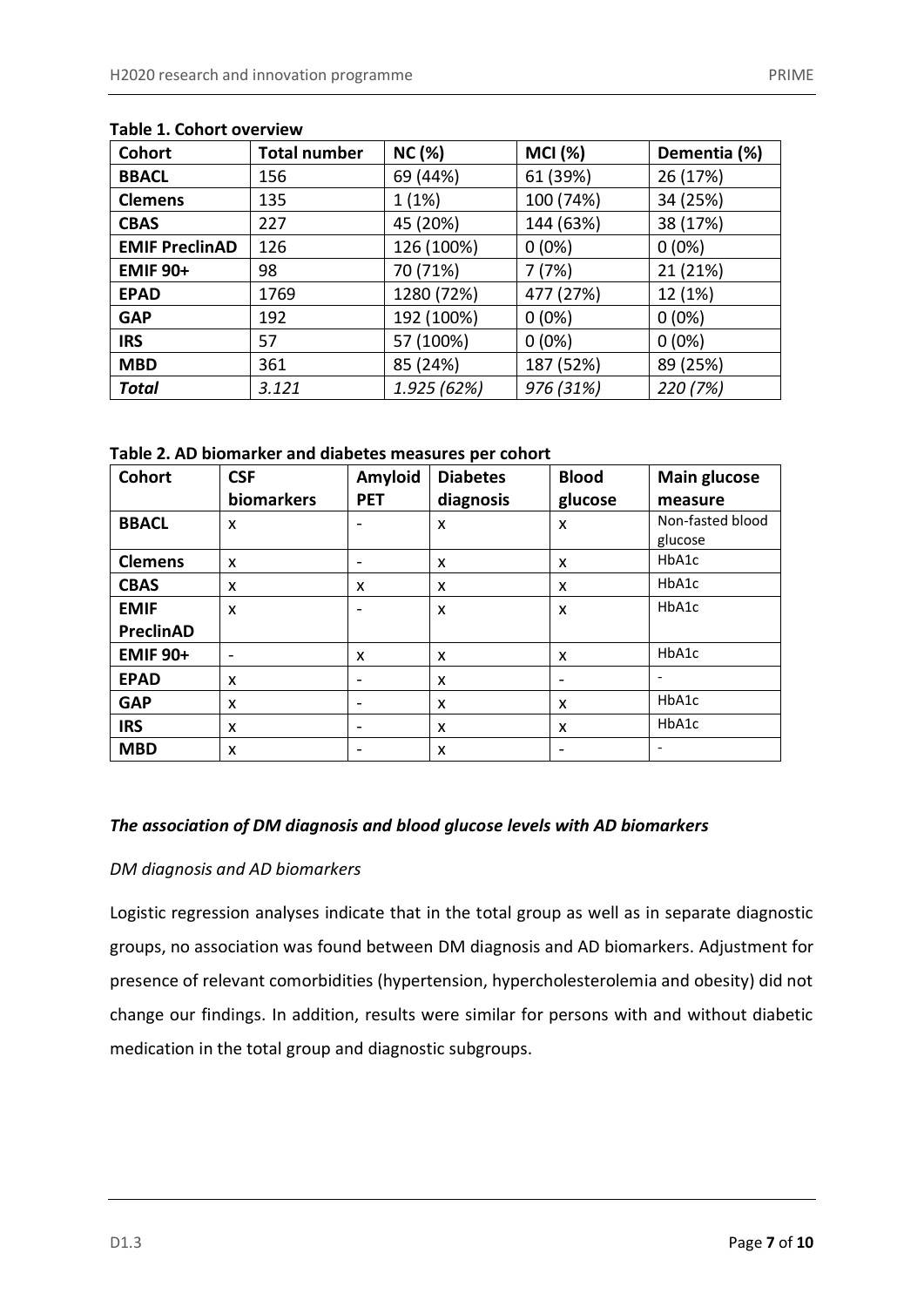**Table 1. Cohort overview**

| Cohort | Total number | NC (%) | MCI (%) | Dementia (%) |
|---|---|---|---|---|
| **BBACL** | 156 | 69 (44%) | 61 (39%) | 26 (17%) |
| **Clemens** | 135 | 1 (1%) | 100 (74%) | 34 (25%) |
| **CBAS** | 227 | 45 (20%) | 144 (63%) | 38 (17%) |
| **EMIF PreclinAD** | 126 | 126 (100%) | 0 (0%) | 0 (0%) |
| **EMIF 90+** | 98 | 70 (71%) | 7 (7%) | 21 (21%) |
| **EPAD** | 1769 | 1280 (72%) | 477 (27%) | 12 (1%) |
| **GAP** | 192 | 192 (100%) | 0 (0%) | 0 (0%) |
| **IRS** | 57 | 57 (100%) | 0 (0%) | 0 (0%) |
| **MBD** | 361 | 85 (24%) | 187 (52%) | 89 (25%) |
| ***Total*** | *3.121* | *1.925 (62%)* | *976 (31%)* | *220 (7%)* |

**Table 2. AD biomarker and diabetes measures per cohort**

| Cohort | CSF biomarkers | Amyloid PET | Diabetes diagnosis | Blood glucose | Main glucose measure |
|---|---|---|---|---|---|
| **BBACL** | x | - | x | x | Non-fasted blood glucose |
| **Clemens** | x | - | x | x | HbA1c |
| **CBAS** | x | x | x | x | HbA1c |
| **EMIF PreclinAD** | x | - | x | x | HbA1c |
| **EMIF 90+** | - | x | x | x | HbA1c |
| **EPAD** | x | - | x | - | - |
| **GAP** | x | - | x | x | HbA1c |
| **IRS** | x | - | x | x | HbA1c |
| **MBD** | x | - | x | - | - |

### *The association of DM diagnosis and blood glucose levels with AD biomarkers*

*DM diagnosis and AD biomarkers*

Logistic regression analyses indicate that in the total group as well as in separate diagnostic groups, no association was found between DM diagnosis and AD biomarkers. Adjustment for presence of relevant comorbidities (hypertension, hypercholesterolemia and obesity) did not change our findings. In addition, results were similar for persons with and without diabetic medication in the total group and diagnostic subgroups.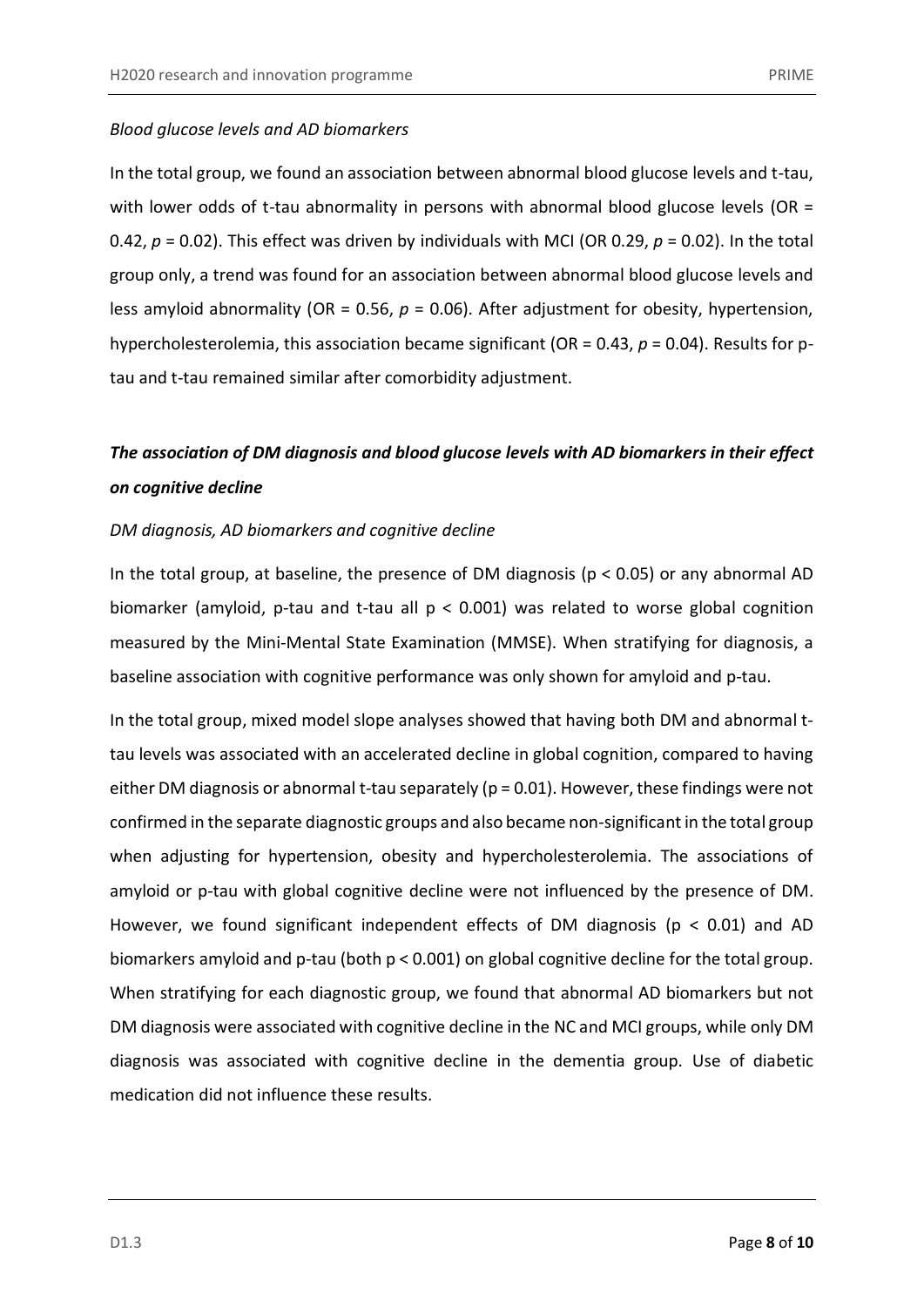*Blood glucose levels and AD biomarkers*

In the total group, we found an association between abnormal blood glucose levels and t-tau, with lower odds of t-tau abnormality in persons with abnormal blood glucose levels (OR = 0.42, $p = 0.02$). This effect was driven by individuals with MCI (OR 0.29, $p = 0.02$). In the total group only, a trend was found for an association between abnormal blood glucose levels and less amyloid abnormality (OR = 0.56, $p = 0.06$). After adjustment for obesity, hypertension, hypercholesterolemia, this association became significant (OR = 0.43, $p = 0.04$). Results for p-tau and t-tau remained similar after comorbidity adjustment.

## *The association of DM diagnosis and blood glucose levels with AD biomarkers in their effect on cognitive decline*

*DM diagnosis, AD biomarkers and cognitive decline*

In the total group, at baseline, the presence of DM diagnosis ($p < 0.05$) or any abnormal AD biomarker (amyloid, p-tau and t-tau all $p < 0.001$) was related to worse global cognition measured by the Mini-Mental State Examination (MMSE). When stratifying for diagnosis, a baseline association with cognitive performance was only shown for amyloid and p-tau.

In the total group, mixed model slope analyses showed that having both DM and abnormal t-tau levels was associated with an accelerated decline in global cognition, compared to having either DM diagnosis or abnormal t-tau separately ($p = 0.01$). However, these findings were not confirmed in the separate diagnostic groups and also became non-significant in the total group when adjusting for hypertension, obesity and hypercholesterolemia. The associations of amyloid or p-tau with global cognitive decline were not influenced by the presence of DM. However, we found significant independent effects of DM diagnosis ($p < 0.01$) and AD biomarkers amyloid and p-tau (both $p < 0.001$) on global cognitive decline for the total group. When stratifying for each diagnostic group, we found that abnormal AD biomarkers but not DM diagnosis were associated with cognitive decline in the NC and MCI groups, while only DM diagnosis was associated with cognitive decline in the dementia group. Use of diabetic medication did not influence these results.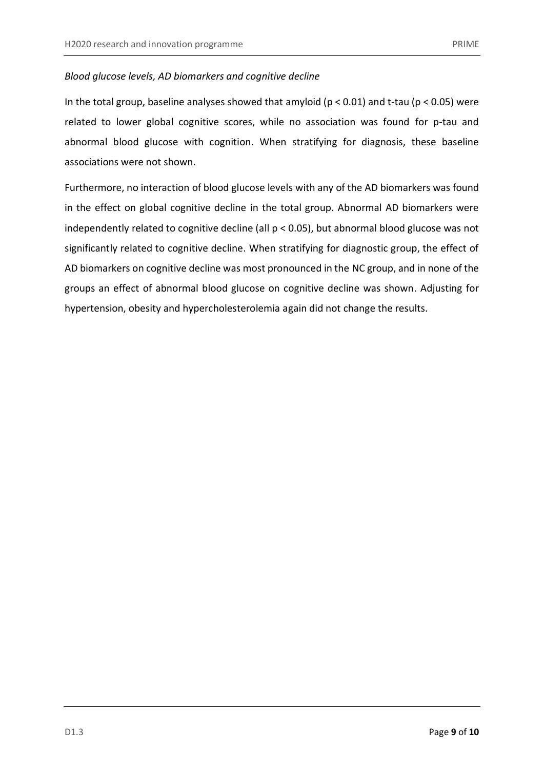*Blood glucose levels, AD biomarkers and cognitive decline*

In the total group, baseline analyses showed that amyloid ($p < 0.01$) and t-tau ($p < 0.05$) were related to lower global cognitive scores, while no association was found for p-tau and abnormal blood glucose with cognition. When stratifying for diagnosis, these baseline associations were not shown.

Furthermore, no interaction of blood glucose levels with any of the AD biomarkers was found in the effect on global cognitive decline in the total group. Abnormal AD biomarkers were independently related to cognitive decline (all $p < 0.05$), but abnormal blood glucose was not significantly related to cognitive decline. When stratifying for diagnostic group, the effect of AD biomarkers on cognitive decline was most pronounced in the NC group, and in none of the groups an effect of abnormal blood glucose on cognitive decline was shown. Adjusting for hypertension, obesity and hypercholesterolemia again did not change the results.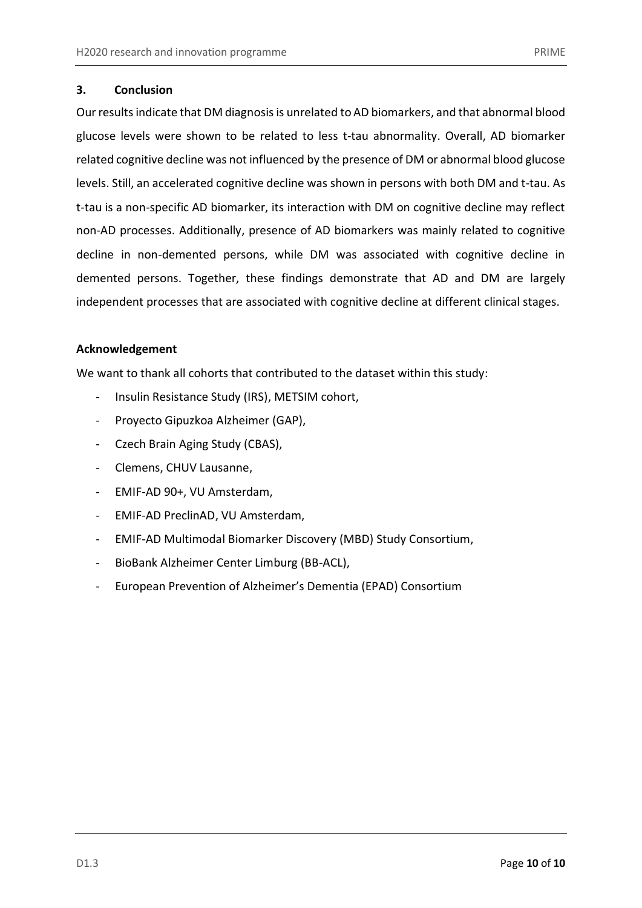## 3. Conclusion

Our results indicate that DM diagnosis is unrelated to AD biomarkers, and that abnormal blood glucose levels were shown to be related to less t-tau abnormality. Overall, AD biomarker related cognitive decline was not influenced by the presence of DM or abnormal blood glucose levels. Still, an accelerated cognitive decline was shown in persons with both DM and t-tau. As t-tau is a non-specific AD biomarker, its interaction with DM on cognitive decline may reflect non-AD processes. Additionally, presence of AD biomarkers was mainly related to cognitive decline in non-demented persons, while DM was associated with cognitive decline in demented persons. Together, these findings demonstrate that AD and DM are largely independent processes that are associated with cognitive decline at different clinical stages.

**Acknowledgement**

We want to thank all cohorts that contributed to the dataset within this study:

- Insulin Resistance Study (IRS), METSIM cohort,
- Proyecto Gipuzkoa Alzheimer (GAP),
- Czech Brain Aging Study (CBAS),
- Clemens, CHUV Lausanne,
- EMIF-AD 90+, VU Amsterdam,
- EMIF-AD PreclinAD, VU Amsterdam,
- EMIF-AD Multimodal Biomarker Discovery (MBD) Study Consortium,
- BioBank Alzheimer Center Limburg (BB-ACL),
- European Prevention of Alzheimer's Dementia (EPAD) Consortium